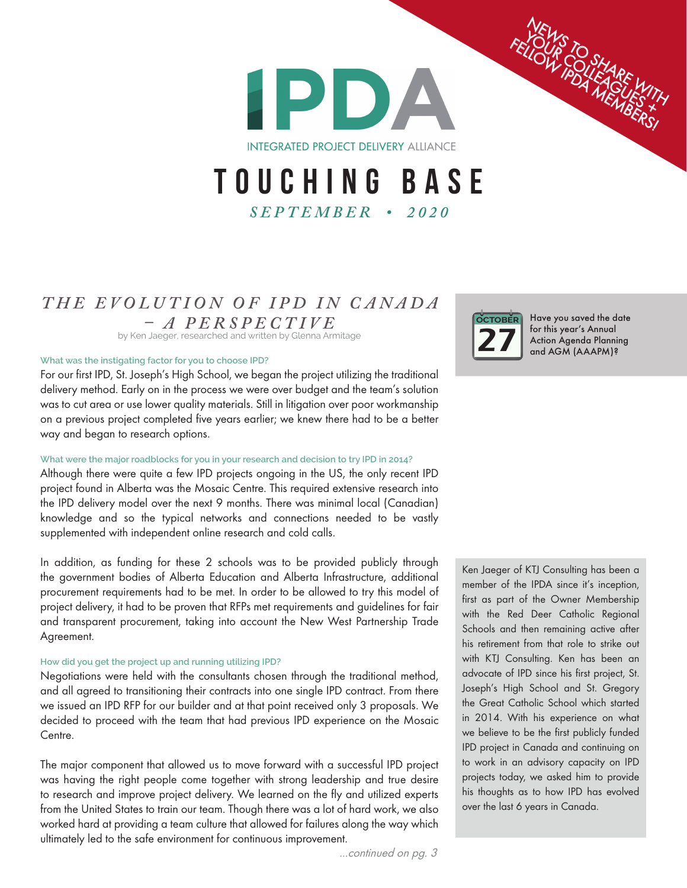NEWS TO SHARE WITH YOUR COLLEAGUES + FELLOW IPDA MEMBERS!

# IPDA

INTEGRATED PROJECT DELIVERY ALLIANCE

# TOUCHING BASE

*SEPTEMBER • 2020*

## *THE EVOLUTION OF IPD IN CANADA – A PERSPECTIVE*

by Ken Jaeger, researched and written by Glenna Armitage

#### What was the instigating factor for you to choose IPD?

For our first IPD, St. Joseph's High School, we began the project utilizing the traditional delivery method. Early on in the process we were over budget and the team's solution was to cut area or use lower quality materials. Still in litigation over poor workmanship on a previous project completed five years earlier; we knew there had to be a better way and began to research options.

#### What were the major roadblocks for you in your research and decision to try IPD in 2014?

Although there were quite a few IPD projects ongoing in the US, the only recent IPD project found in Alberta was the Mosaic Centre. This required extensive research into the IPD delivery model over the next 9 months. There was minimal local (Canadian) knowledge and so the typical networks and connections needed to be vastly supplemented with independent online research and cold calls.

In addition, as funding for these 2 schools was to be provided publicly through the government bodies of Alberta Education and Alberta Infrastructure, additional procurement requirements had to be met. In order to be allowed to try this model of project delivery, it had to be proven that RFPs met requirements and guidelines for fair and transparent procurement, taking into account the New West Partnership Trade Agreement.

#### How did you get the project up and running utilizing IPD?

Negotiations were held with the consultants chosen through the traditional method, and all agreed to transitioning their contracts into one single IPD contract. From there we issued an IPD RFP for our builder and at that point received only 3 proposals. We decided to proceed with the team that had previous IPD experience on the Mosaic Centre.

The major component that allowed us to move forward with a successful IPD project was having the right people come together with strong leadership and true desire to research and improve project delivery. We learned on the fly and utilized experts from the United States to train our team. Though there was a lot of hard work, we also worked hard at providing a team culture that allowed for failures along the way which ultimately led to the safe environment for continuous improvement.

*...continued on pg. 3*

OCTOBER 27

Have you saved the date for this year's Annual Action Agenda Planning and AGM (AAAPM)?

Ken Jaeger of KTJ Consulting has been a member of the IPDA since it's inception, first as part of the Owner Membership with the Red Deer Catholic Regional Schools and then remaining active after his retirement from that role to strike out with KTJ Consulting. Ken has been an advocate of IPD since his first project, St. Joseph's High School and St. Gregory the Great Catholic School which started in 2014. With his experience on what we believe to be the first publicly funded IPD project in Canada and continuing on to work in an advisory capacity on IPD projects today, we asked him to provide his thoughts as to how IPD has evolved over the last 6 years in Canada.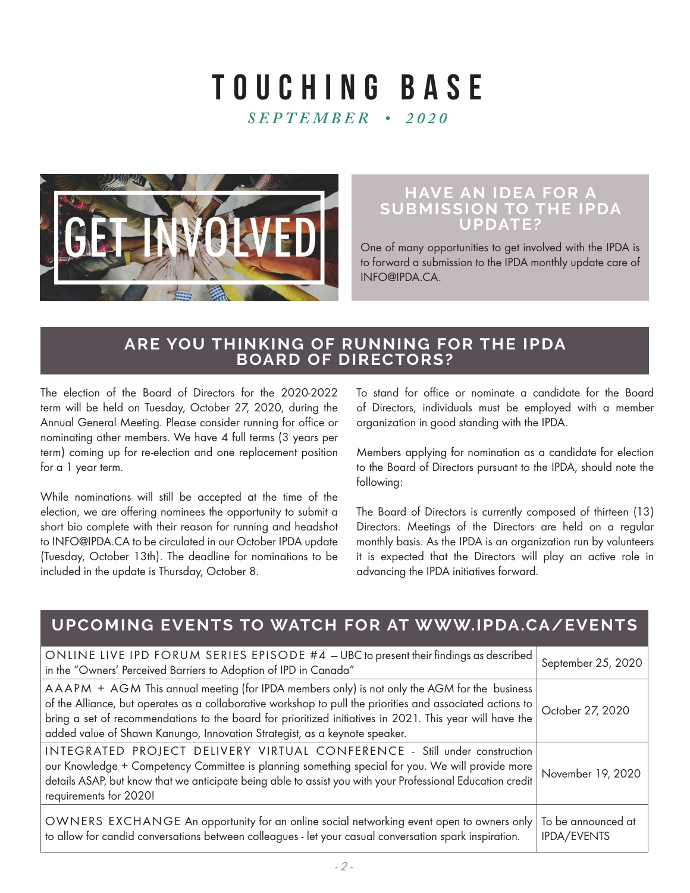# TOUCHING BASE

*SEPTEMBER • 2020*

GET INVOLVED

## HAVE AN IDEA FOR A SUBMISSION TO THE IPDA UPDATE?

One of many opportunities to get involved with the IPDA is to forward a submission to the IPDA monthly update care of INFO@IPDA.CA.

## ARE YOU THINKING OF RUNNING FOR THE IPDA BOARD OF DIRECTORS?

The election of the Board of Directors for the 2020-2022 term will be held on Tuesday, October 27, 2020, during the Annual General Meeting. Please consider running for office or nominating other members. We have 4 full terms (3 years per term) coming up for re-election and one replacement position for a 1 year term.

While nominations will still be accepted at the time of the election, we are offering nominees the opportunity to submit a short bio complete with their reason for running and headshot to INFO@IPDA.CA to be circulated in our October IPDA update (Tuesday, October 13th). The deadline for nominations to be included in the update is Thursday, October 8.

To stand for office or nominate a candidate for the Board of Directors, individuals must be employed with a member organization in good standing with the IPDA.

Members applying for nomination as a candidate for election to the Board of Directors pursuant to the IPDA, should note the following:

The Board of Directors is currently composed of thirteen (13) Directors. Meetings of the Directors are held on a regular monthly basis. As the IPDA is an organization run by volunteers it is expected that the Directors will play an active role in advancing the IPDA initiatives forward.

## UPCOMING EVENTS TO WATCH FOR AT WWW.IPDA.CA/EVENTS

| | |
|---|---|
| ONLINE LIVE IPD FORUM SERIES EPISODE #4 – UBC to present their findings as described in the "Owners' Perceived Barriers to Adoption of IPD in Canada" | September 25, 2020 |
| AAAPM + AGM This annual meeting (for IPDA members only) is not only the AGM for the business of the Alliance, but operates as a collaborative workshop to pull the priorities and associated actions to bring a set of recommendations to the board for prioritized initiatives in 2021. This year will have the added value of Shawn Kanungo, Innovation Strategist, as a keynote speaker. | October 27, 2020 |
| INTEGRATED PROJECT DELIVERY VIRTUAL CONFERENCE - Still under construction our Knowledge + Competency Committee is planning something special for you. We will provide more details ASAP, but know that we anticipate being able to assist you with your Professional Education credit requirements for 2020! | November 19, 2020 |
| OWNERS EXCHANGE An opportunity for an online social networking event open to owners only to allow for candid conversations between colleagues - let your casual conversation spark inspiration. | To be announced at IPDA/EVENTS |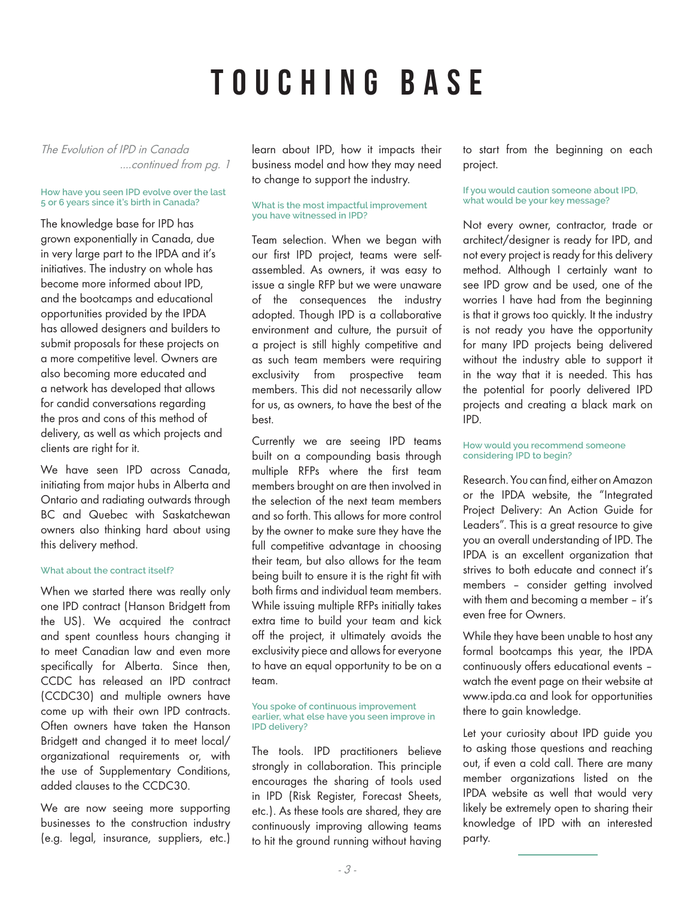# TOUCHING BASE

*The Evolution of IPD in Canada*
*....continued from pg. 1*

#### How have you seen IPD evolve over the last 5 or 6 years since it's birth in Canada?

The knowledge base for IPD has grown exponentially in Canada, due in very large part to the IPDA and it's initiatives. The industry on whole has become more informed about IPD, and the bootcamps and educational opportunities provided by the IPDA has allowed designers and builders to submit proposals for these projects on a more competitive level. Owners are also becoming more educated and a network has developed that allows for candid conversations regarding the pros and cons of this method of delivery, as well as which projects and clients are right for it.

We have seen IPD across Canada, initiating from major hubs in Alberta and Ontario and radiating outwards through BC and Quebec with Saskatchewan owners also thinking hard about using this delivery method.

#### What about the contract itself?

When we started there was really only one IPD contract (Hanson Bridgett from the US). We acquired the contract and spent countless hours changing it to meet Canadian law and even more specifically for Alberta. Since then, CCDC has released an IPD contract (CCDC30) and multiple owners have come up with their own IPD contracts. Often owners have taken the Hanson Bridgett and changed it to meet local/organizational requirements or, with the use of Supplementary Conditions, added clauses to the CCDC30.

We are now seeing more supporting businesses to the construction industry (e.g. legal, insurance, suppliers, etc.) learn about IPD, how it impacts their business model and how they may need to change to support the industry.

#### What is the most impactful improvement you have witnessed in IPD?

Team selection. When we began with our first IPD project, teams were self-assembled. As owners, it was easy to issue a single RFP but we were unaware of the consequences the industry adopted. Though IPD is a collaborative environment and culture, the pursuit of a project is still highly competitive and as such team members were requiring exclusivity from prospective team members. This did not necessarily allow for us, as owners, to have the best of the best.

Currently we are seeing IPD teams built on a compounding basis through multiple RFPs where the first team members brought on are then involved in the selection of the next team members and so forth. This allows for more control by the owner to make sure they have the full competitive advantage in choosing their team, but also allows for the team being built to ensure it is the right fit with both firms and individual team members. While issuing multiple RFPs initially takes extra time to build your team and kick off the project, it ultimately avoids the exclusivity piece and allows for everyone to have an equal opportunity to be on a team.

#### You spoke of continuous improvement earlier, what else have you seen improve in IPD delivery?

The tools. IPD practitioners believe strongly in collaboration. This principle encourages the sharing of tools used in IPD (Risk Register, Forecast Sheets, etc.). As these tools are shared, they are continuously improving allowing teams to hit the ground running without having to start from the beginning on each project.

#### If you would caution someone about IPD, what would be your key message?

Not every owner, contractor, trade or architect/designer is ready for IPD, and not every project is ready for this delivery method. Although I certainly want to see IPD grow and be used, one of the worries I have had from the beginning is that it grows too quickly. It the industry is not ready you have the opportunity for many IPD projects being delivered without the industry able to support it in the way that it is needed. This has the potential for poorly delivered IPD projects and creating a black mark on IPD.

#### How would you recommend someone considering IPD to begin?

Research. You can find, either on Amazon or the IPDA website, the "Integrated Project Delivery: An Action Guide for Leaders". This is a great resource to give you an overall understanding of IPD. The IPDA is an excellent organization that strives to both educate and connect it's members – consider getting involved with them and becoming a member – it's even free for Owners.

While they have been unable to host any formal bootcamps this year, the IPDA continuously offers educational events – watch the event page on their website at www.ipda.ca and look for opportunities there to gain knowledge.

Let your curiosity about IPD guide you to asking those questions and reaching out, if even a cold call. There are many member organizations listed on the IPDA website as well that would very likely be extremely open to sharing their knowledge of IPD with an interested party.